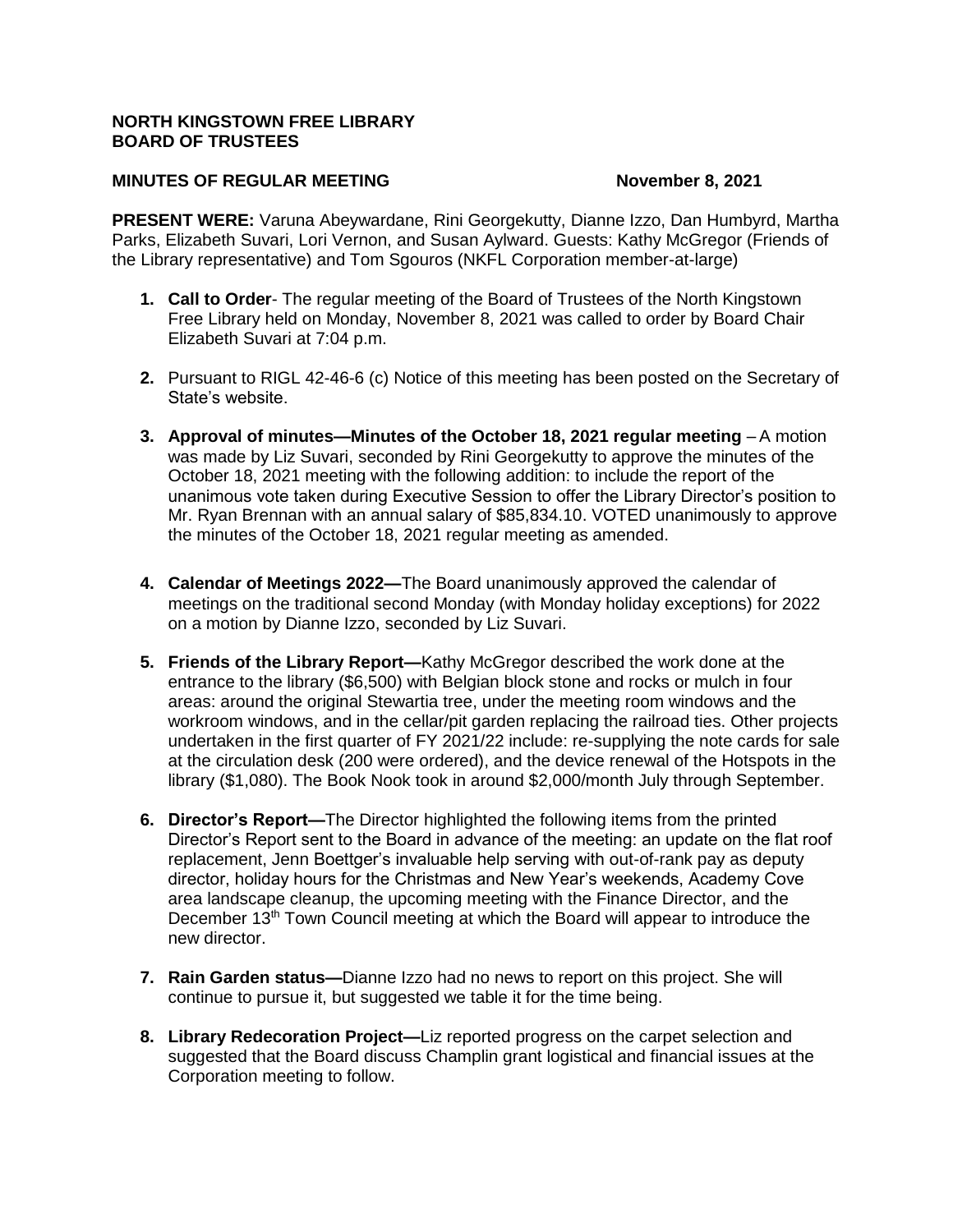**NORTH KINGSTOWN FREE LIBRARY**
**BOARD OF TRUSTEES**

**MINUTES OF REGULAR MEETING** **November 8, 2021**

**PRESENT WERE:** Varuna Abeywardane, Rini Georgekutty, Dianne Izzo, Dan Humbyrd, Martha Parks, Elizabeth Suvari, Lori Vernon, and Susan Aylward. Guests: Kathy McGregor (Friends of the Library representative) and Tom Sgouros (NKFL Corporation member-at-large)

1. **Call to Order**- The regular meeting of the Board of Trustees of the North Kingstown Free Library held on Monday, November 8, 2021 was called to order by Board Chair Elizabeth Suvari at 7:04 p.m.

2. Pursuant to RIGL 42-46-6 (c) Notice of this meeting has been posted on the Secretary of State's website.

3. **Approval of minutes—Minutes of the October 18, 2021 regular meeting** – A motion was made by Liz Suvari, seconded by Rini Georgekutty to approve the minutes of the October 18, 2021 meeting with the following addition: to include the report of the unanimous vote taken during Executive Session to offer the Library Director's position to Mr. Ryan Brennan with an annual salary of $85,834.10. VOTED unanimously to approve the minutes of the October 18, 2021 regular meeting as amended.

4. **Calendar of Meetings 2022—**The Board unanimously approved the calendar of meetings on the traditional second Monday (with Monday holiday exceptions) for 2022 on a motion by Dianne Izzo, seconded by Liz Suvari.

5. **Friends of the Library Report—**Kathy McGregor described the work done at the entrance to the library ($6,500) with Belgian block stone and rocks or mulch in four areas: around the original Stewartia tree, under the meeting room windows and the workroom windows, and in the cellar/pit garden replacing the railroad ties. Other projects undertaken in the first quarter of FY 2021/22 include: re-supplying the note cards for sale at the circulation desk (200 were ordered), and the device renewal of the Hotspots in the library ($1,080). The Book Nook took in around $2,000/month July through September.

6. **Director's Report—**The Director highlighted the following items from the printed Director's Report sent to the Board in advance of the meeting: an update on the flat roof replacement, Jenn Boettger's invaluable help serving with out-of-rank pay as deputy director, holiday hours for the Christmas and New Year's weekends, Academy Cove area landscape cleanup, the upcoming meeting with the Finance Director, and the December 13th Town Council meeting at which the Board will appear to introduce the new director.

7. **Rain Garden status—**Dianne Izzo had no news to report on this project. She will continue to pursue it, but suggested we table it for the time being.

8. **Library Redecoration Project—**Liz reported progress on the carpet selection and suggested that the Board discuss Champlin grant logistical and financial issues at the Corporation meeting to follow.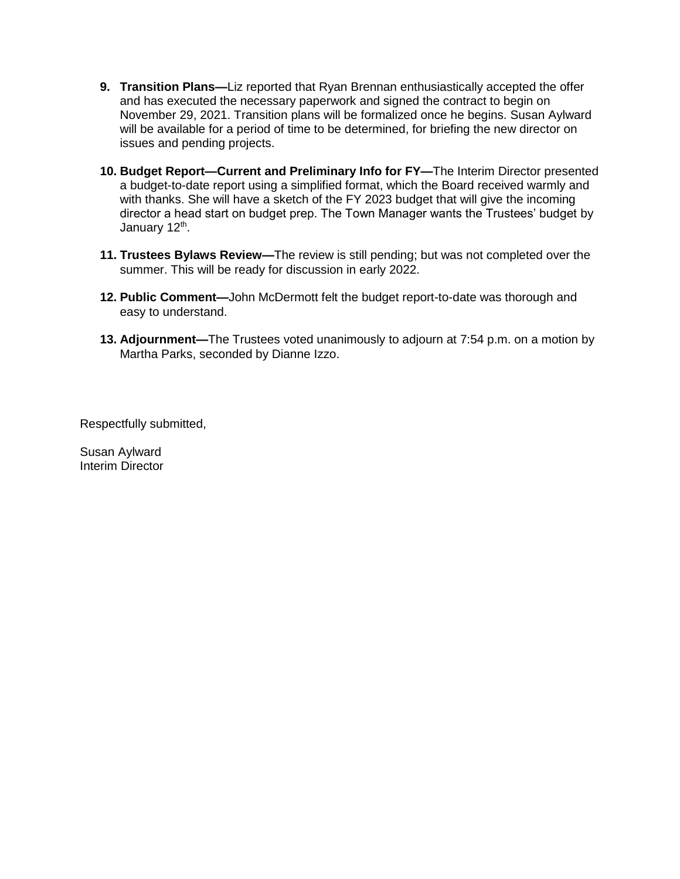9. **Transition Plans—**Liz reported that Ryan Brennan enthusiastically accepted the offer and has executed the necessary paperwork and signed the contract to begin on November 29, 2021. Transition plans will be formalized once he begins. Susan Aylward will be available for a period of time to be determined, for briefing the new director on issues and pending projects.

10. **Budget Report—Current and Preliminary Info for FY—**The Interim Director presented a budget-to-date report using a simplified format, which the Board received warmly and with thanks. She will have a sketch of the FY 2023 budget that will give the incoming director a head start on budget prep. The Town Manager wants the Trustees' budget by January 12th.

11. **Trustees Bylaws Review—**The review is still pending; but was not completed over the summer. This will be ready for discussion in early 2022.

12. **Public Comment—**John McDermott felt the budget report-to-date was thorough and easy to understand.

13. **Adjournment—**The Trustees voted unanimously to adjourn at 7:54 p.m. on a motion by Martha Parks, seconded by Dianne Izzo.

Respectfully submitted,

Susan Aylward
Interim Director